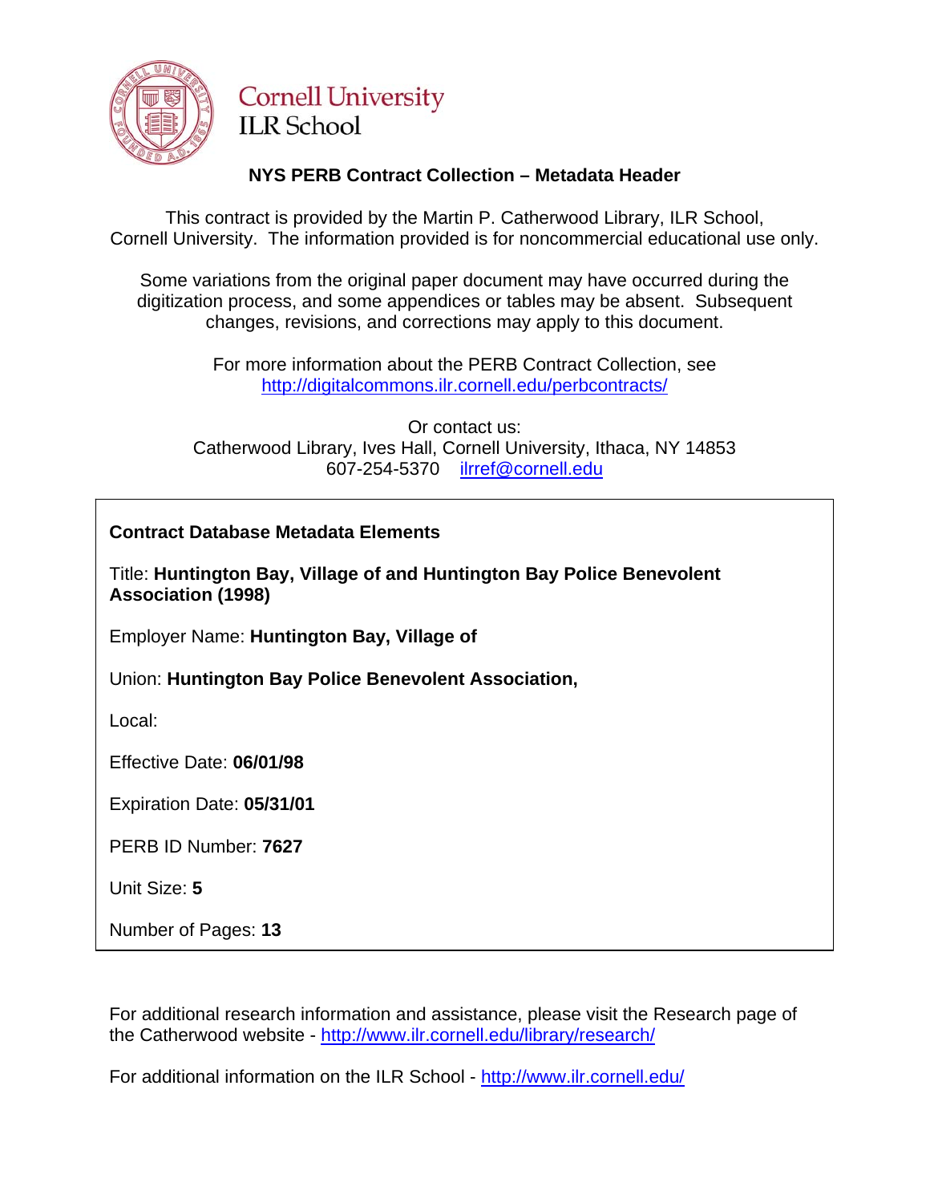Cornell University
ILR School

## NYS PERB Contract Collection – Metadata Header

This contract is provided by the Martin P. Catherwood Library, ILR School, Cornell University. The information provided is for noncommercial educational use only.

Some variations from the original paper document may have occurred during the digitization process, and some appendices or tables may be absent. Subsequent changes, revisions, and corrections may apply to this document.

For more information about the PERB Contract Collection, see http://digitalcommons.ilr.cornell.edu/perbcontracts/

Or contact us:
Catherwood Library, Ives Hall, Cornell University, Ithaca, NY 14853
607-254-5370 ilrref@cornell.edu

**Contract Database Metadata Elements**

Title: **Huntington Bay, Village of and Huntington Bay Police Benevolent Association (1998)**

Employer Name: **Huntington Bay, Village of**

Union: **Huntington Bay Police Benevolent Association,**

Local:

Effective Date: **06/01/98**

Expiration Date: **05/31/01**

PERB ID Number: **7627**

Unit Size: **5**

Number of Pages: **13**

For additional research information and assistance, please visit the Research page of the Catherwood website - http://www.ilr.cornell.edu/library/research/

For additional information on the ILR School - http://www.ilr.cornell.edu/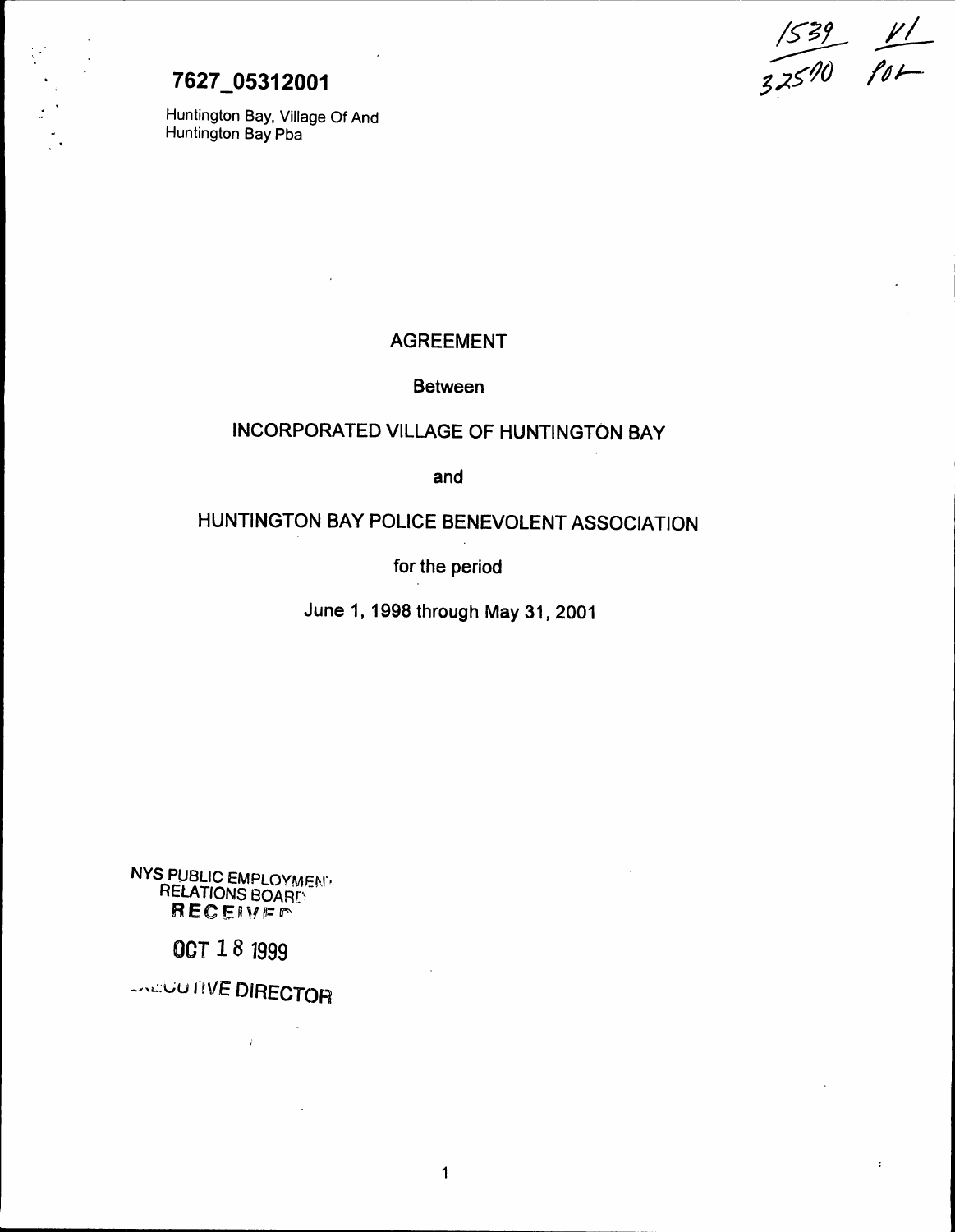7627_05312001

Huntington Bay, Village Of And
Huntington Bay Pba

1539 VI
32590 POL

AGREEMENT

Between

INCORPORATED VILLAGE OF HUNTINGTON BAY

and

HUNTINGTON BAY POLICE BENEVOLENT ASSOCIATION

for the period

June 1, 1998 through May 31, 2001

NYS PUBLIC EMPLOYMENT RELATIONS BOARD
RECEIVED

OCT 18 1999

EXECUTIVE DIRECTOR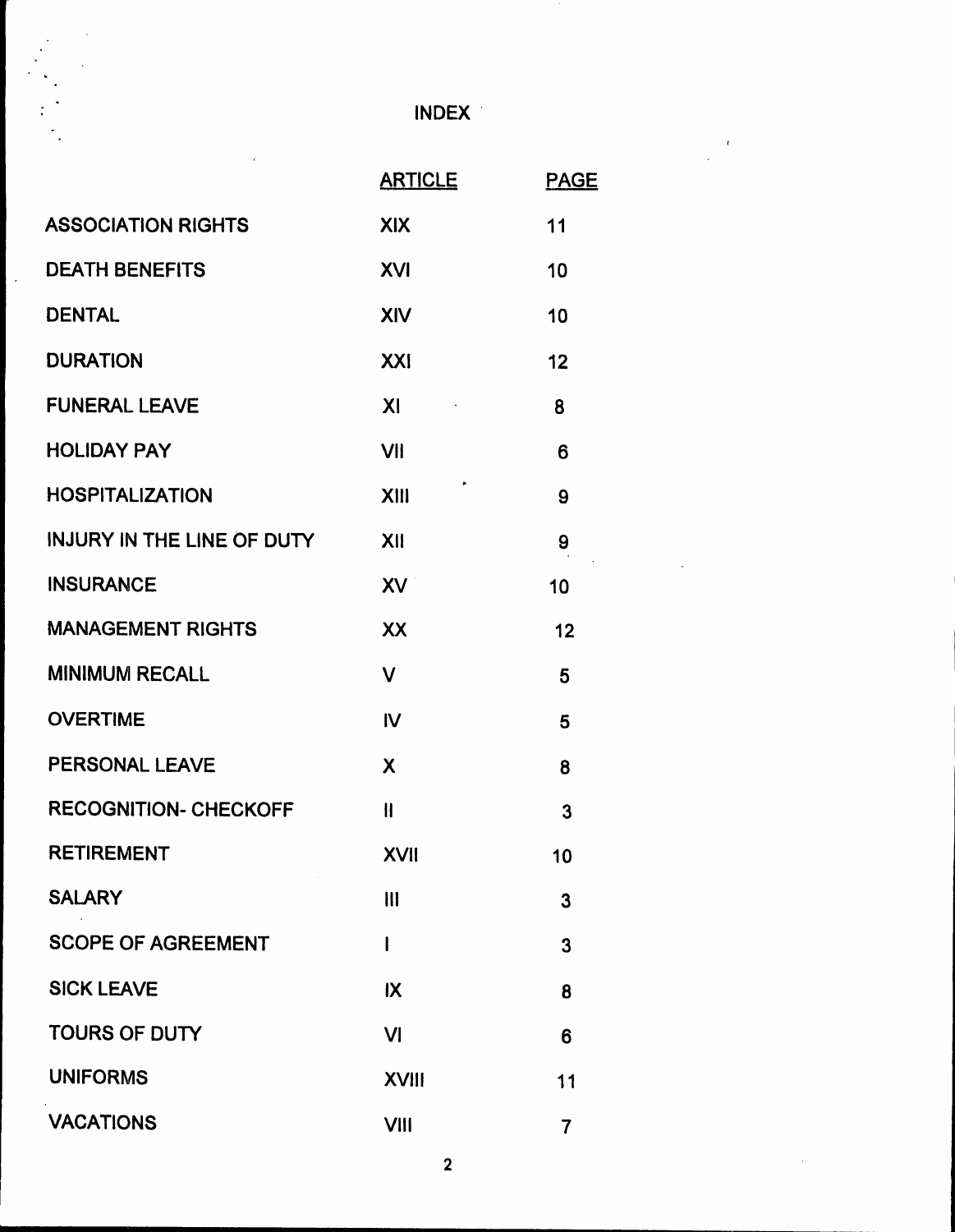# INDEX

| | ARTICLE | PAGE |
|---|---|---|
| ASSOCIATION RIGHTS | XIX | 11 |
| DEATH BENEFITS | XVI | 10 |
| DENTAL | XIV | 10 |
| DURATION | XXI | 12 |
| FUNERAL LEAVE | XI | 8 |
| HOLIDAY PAY | VII | 6 |
| HOSPITALIZATION | XIII | 9 |
| INJURY IN THE LINE OF DUTY | XII | 9 |
| INSURANCE | XV | 10 |
| MANAGEMENT RIGHTS | XX | 12 |
| MINIMUM RECALL | V | 5 |
| OVERTIME | IV | 5 |
| PERSONAL LEAVE | X | 8 |
| RECOGNITION- CHECKOFF | II | 3 |
| RETIREMENT | XVII | 10 |
| SALARY | III | 3 |
| SCOPE OF AGREEMENT | I | 3 |
| SICK LEAVE | IX | 8 |
| TOURS OF DUTY | VI | 6 |
| UNIFORMS | XVIII | 11 |
| VACATIONS | VIII | 7 |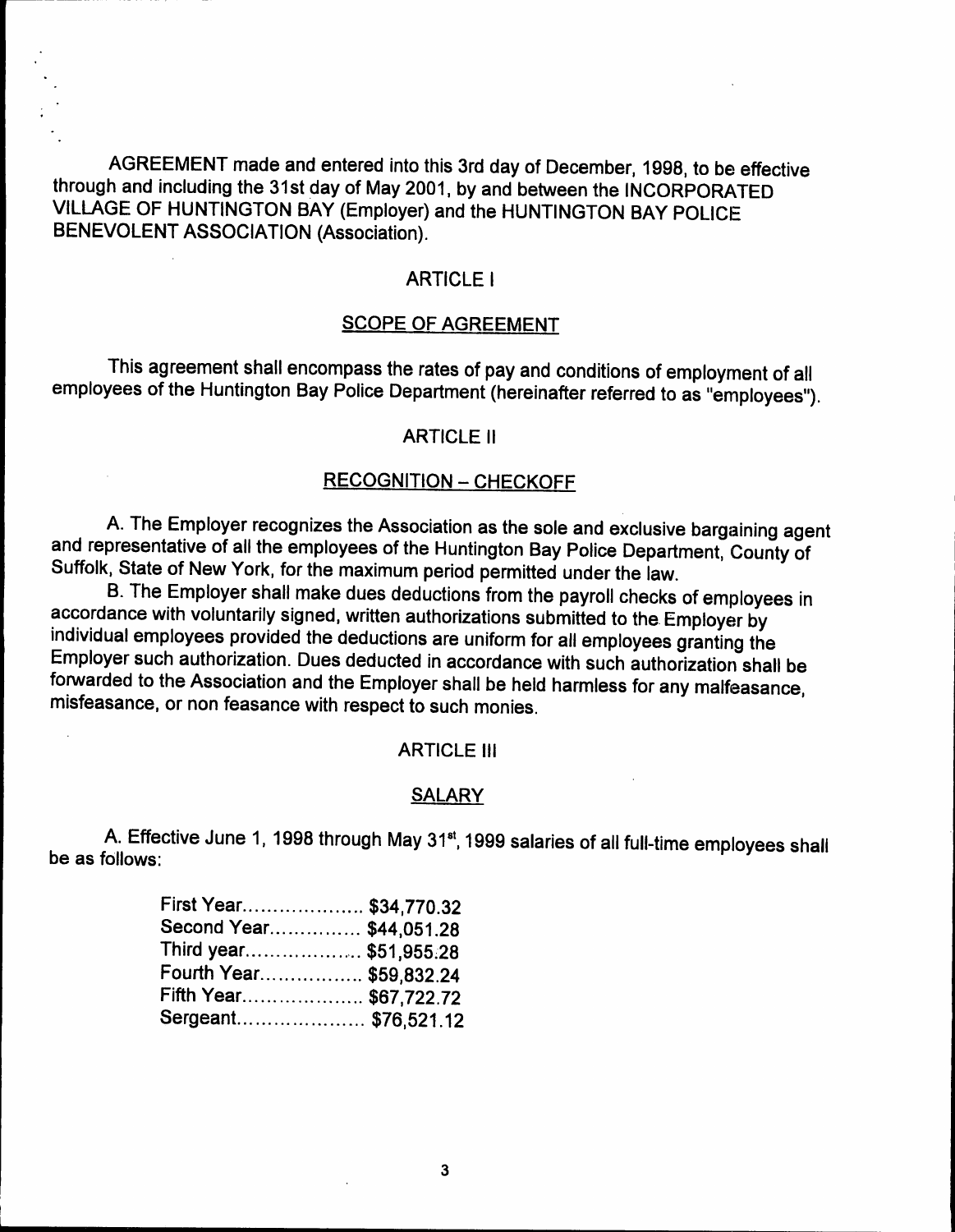AGREEMENT made and entered into this 3rd day of December, 1998, to be effective through and including the 31st day of May 2001, by and between the INCORPORATED VILLAGE OF HUNTINGTON BAY (Employer) and the HUNTINGTON BAY POLICE BENEVOLENT ASSOCIATION (Association).

## ARTICLE I

## SCOPE OF AGREEMENT

This agreement shall encompass the rates of pay and conditions of employment of all employees of the Huntington Bay Police Department (hereinafter referred to as "employees").

## ARTICLE II

## RECOGNITION – CHECKOFF

A. The Employer recognizes the Association as the sole and exclusive bargaining agent and representative of all the employees of the Huntington Bay Police Department, County of Suffolk, State of New York, for the maximum period permitted under the law.

B. The Employer shall make dues deductions from the payroll checks of employees in accordance with voluntarily signed, written authorizations submitted to the Employer by individual employees provided the deductions are uniform for all employees granting the Employer such authorization. Dues deducted in accordance with such authorization shall be forwarded to the Association and the Employer shall be held harmless for any malfeasance, misfeasance, or non feasance with respect to such monies.

## ARTICLE III

## SALARY

A. Effective June 1, 1998 through May 31st, 1999 salaries of all full-time employees shall be as follows:

First Year.................... $34,770.32
Second Year............... $44,051.28
Third year.................... $51,955.28
Fourth Year................. $59,832.24
Fifth Year.................... $67,722.72
Sergeant..................... $76,521.12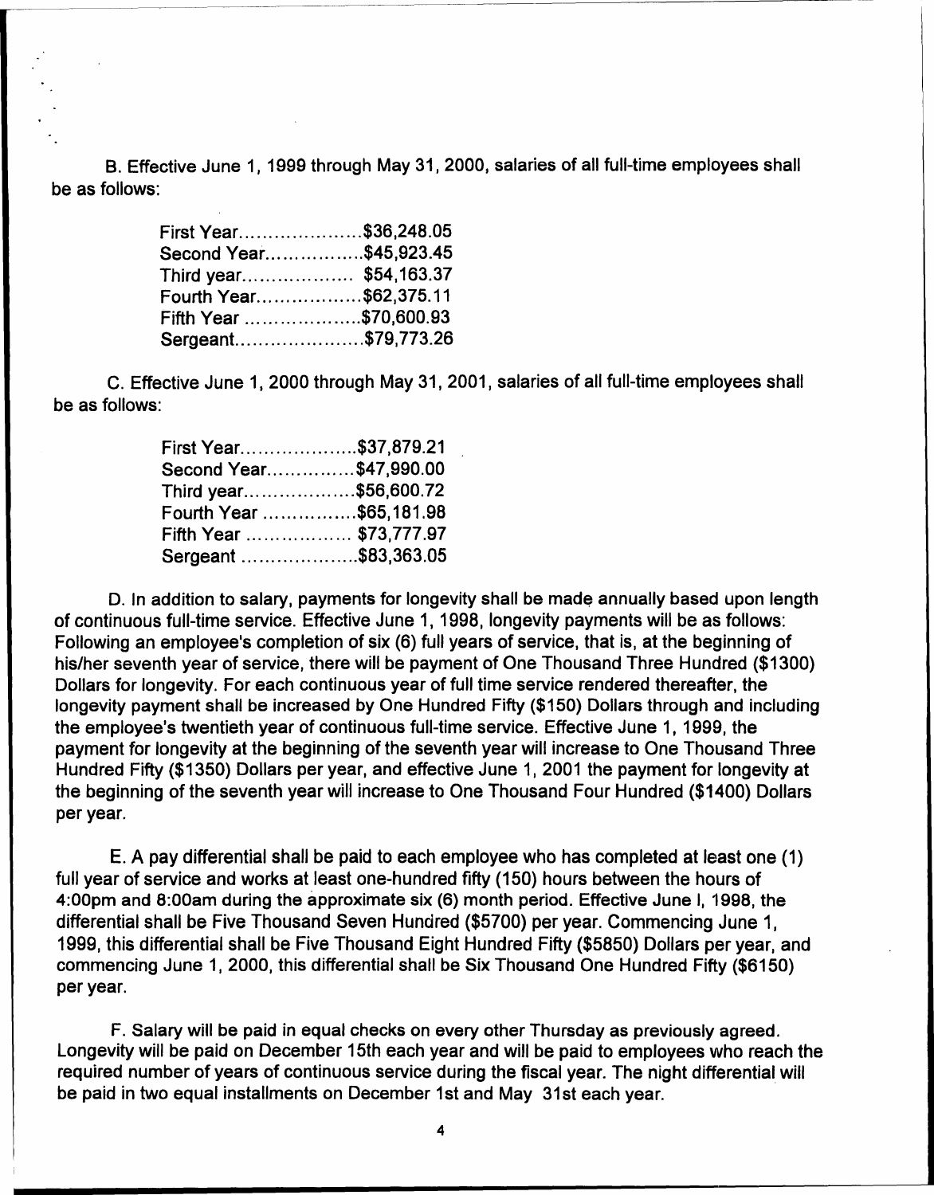B. Effective June 1, 1999 through May 31, 2000, salaries of all full-time employees shall be as follows:

First Year....................\$36,248.05
Second Year................\$45,923.45
Third year.................. \$54,163.37
Fourth Year.................\$62,375.11
Fifth Year ...................\$70,600.93
Sergeant.....................\$79,773.26

C. Effective June 1, 2000 through May 31, 2001, salaries of all full-time employees shall be as follows:

First Year...................\$37,879.21
Second Year..............\$47,990.00
Third year..................\$56,600.72
Fourth Year ...............\$65,181.98
Fifth Year ................. \$73,777.97
Sergeant ...................\$83,363.05

D. In addition to salary, payments for longevity shall be made annually based upon length of continuous full-time service. Effective June 1, 1998, longevity payments will be as follows: Following an employee's completion of six (6) full years of service, that is, at the beginning of his/her seventh year of service, there will be payment of One Thousand Three Hundred (\$1300) Dollars for longevity. For each continuous year of full time service rendered thereafter, the longevity payment shall be increased by One Hundred Fifty (\$150) Dollars through and including the employee's twentieth year of continuous full-time service. Effective June 1, 1999, the payment for longevity at the beginning of the seventh year will increase to One Thousand Three Hundred Fifty (\$1350) Dollars per year, and effective June 1, 2001 the payment for longevity at the beginning of the seventh year will increase to One Thousand Four Hundred (\$1400) Dollars per year.

E. A pay differential shall be paid to each employee who has completed at least one (1) full year of service and works at least one-hundred fifty (150) hours between the hours of 4:00pm and 8:00am during the approximate six (6) month period. Effective June l, 1998, the differential shall be Five Thousand Seven Hundred (\$5700) per year. Commencing June 1, 1999, this differential shall be Five Thousand Eight Hundred Fifty (\$5850) Dollars per year, and commencing June 1, 2000, this differential shall be Six Thousand One Hundred Fifty (\$6150) per year.

F. Salary will be paid in equal checks on every other Thursday as previously agreed. Longevity will be paid on December 15th each year and will be paid to employees who reach the required number of years of continuous service during the fiscal year. The night differential will be paid in two equal installments on December 1st and May 31st each year.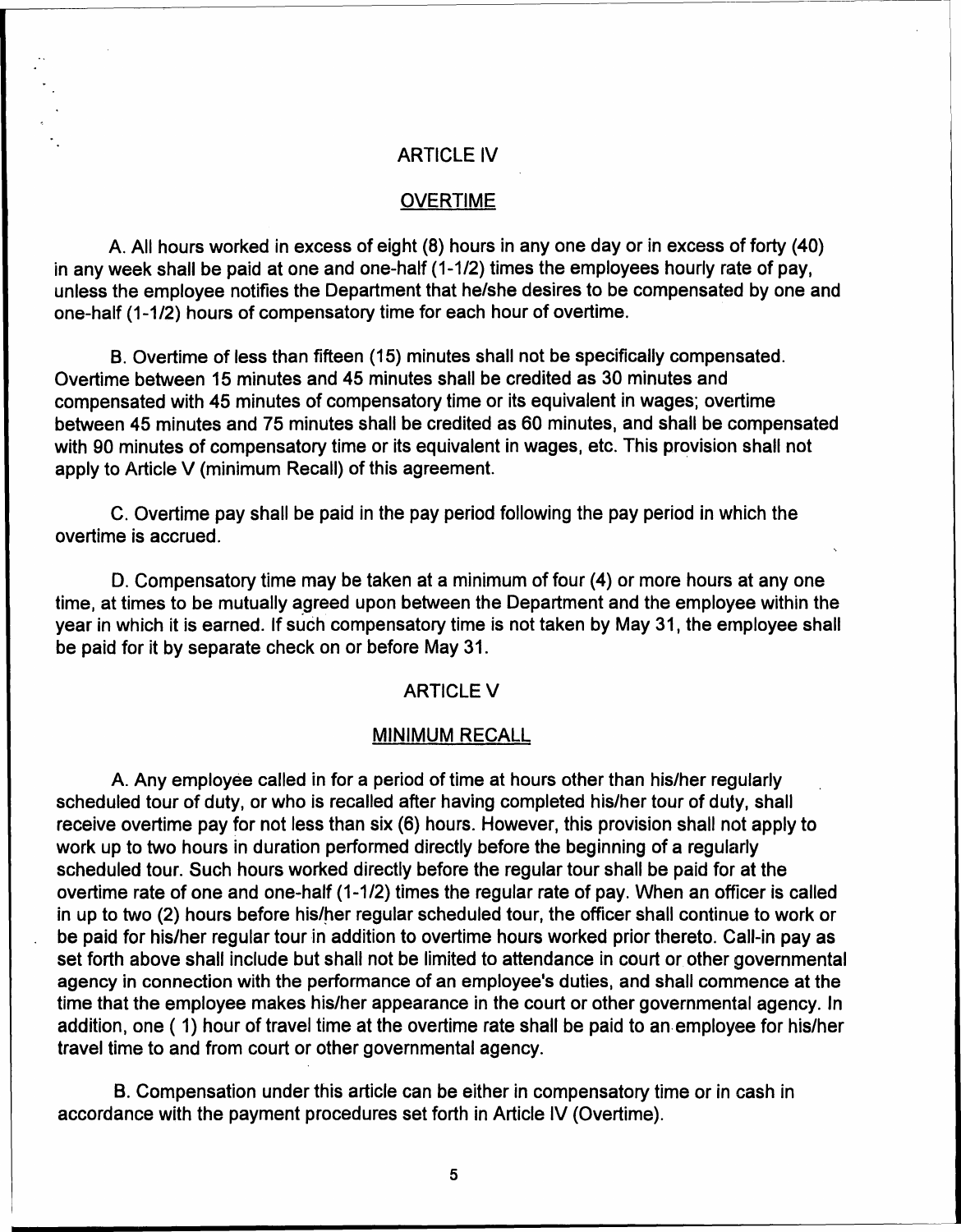# ARTICLE IV

## OVERTIME

A. All hours worked in excess of eight (8) hours in any one day or in excess of forty (40) in any week shall be paid at one and one-half (1-1/2) times the employees hourly rate of pay, unless the employee notifies the Department that he/she desires to be compensated by one and one-half (1-1/2) hours of compensatory time for each hour of overtime.

B. Overtime of less than fifteen (15) minutes shall not be specifically compensated. Overtime between 15 minutes and 45 minutes shall be credited as 30 minutes and compensated with 45 minutes of compensatory time or its equivalent in wages; overtime between 45 minutes and 75 minutes shall be credited as 60 minutes, and shall be compensated with 90 minutes of compensatory time or its equivalent in wages, etc. This provision shall not apply to Article V (minimum Recall) of this agreement.

C. Overtime pay shall be paid in the pay period following the pay period in which the overtime is accrued.

D. Compensatory time may be taken at a minimum of four (4) or more hours at any one time, at times to be mutually agreed upon between the Department and the employee within the year in which it is earned. If such compensatory time is not taken by May 31, the employee shall be paid for it by separate check on or before May 31.

# ARTICLE V

## MINIMUM RECALL

A. Any employee called in for a period of time at hours other than his/her regularly scheduled tour of duty, or who is recalled after having completed his/her tour of duty, shall receive overtime pay for not less than six (6) hours. However, this provision shall not apply to work up to two hours in duration performed directly before the beginning of a regularly scheduled tour. Such hours worked directly before the regular tour shall be paid for at the overtime rate of one and one-half (1-1/2) times the regular rate of pay. When an officer is called in up to two (2) hours before his/her regular scheduled tour, the officer shall continue to work or be paid for his/her regular tour in addition to overtime hours worked prior thereto. Call-in pay as set forth above shall include but shall not be limited to attendance in court or other governmental agency in connection with the performance of an employee's duties, and shall commence at the time that the employee makes his/her appearance in the court or other governmental agency. In addition, one ( 1) hour of travel time at the overtime rate shall be paid to an employee for his/her travel time to and from court or other governmental agency.

B. Compensation under this article can be either in compensatory time or in cash in accordance with the payment procedures set forth in Article IV (Overtime).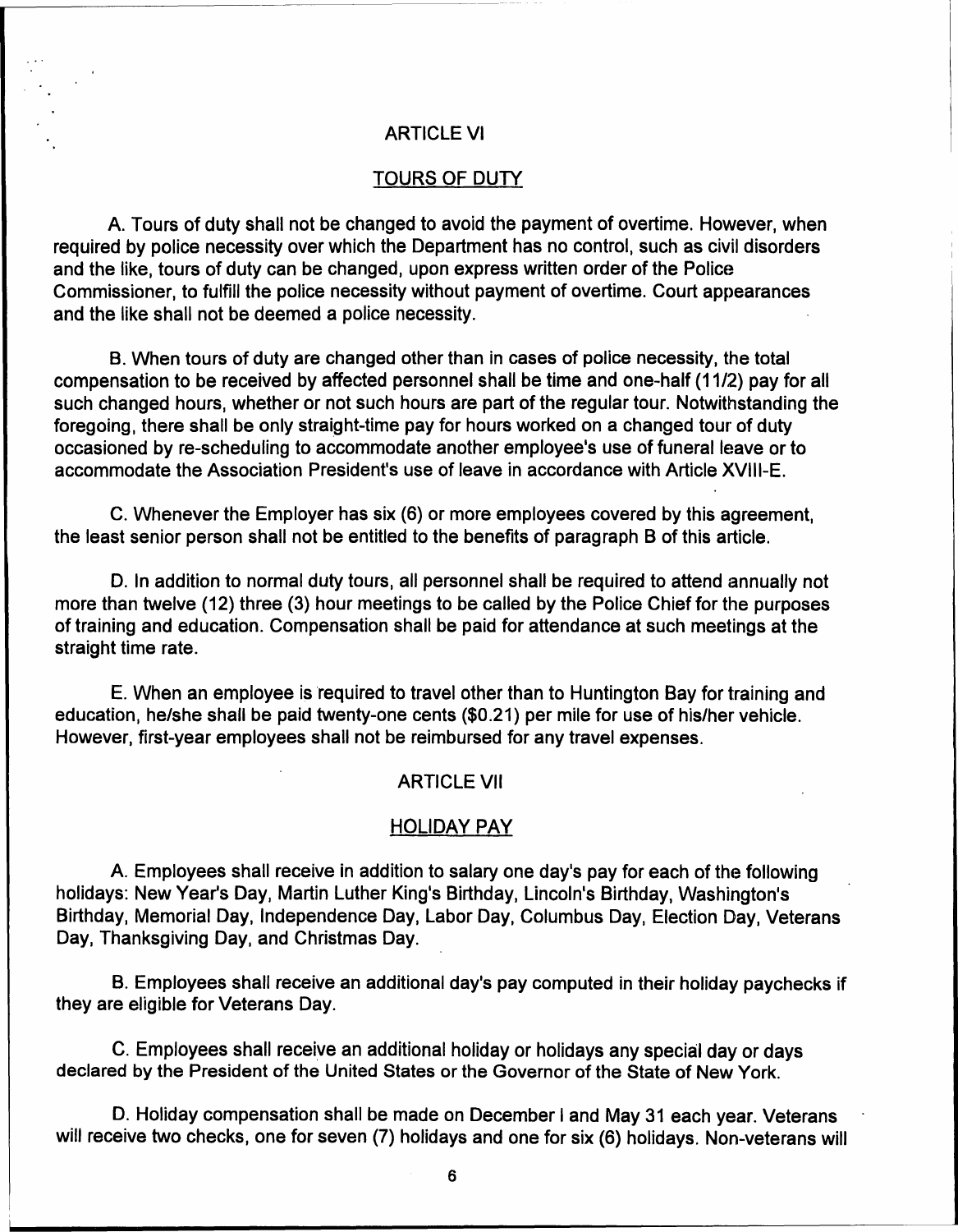## ARTICLE VI

### TOURS OF DUTY

A. Tours of duty shall not be changed to avoid the payment of overtime. However, when required by police necessity over which the Department has no control, such as civil disorders and the like, tours of duty can be changed, upon express written order of the Police Commissioner, to fulfill the police necessity without payment of overtime. Court appearances and the like shall not be deemed a police necessity.

B. When tours of duty are changed other than in cases of police necessity, the total compensation to be received by affected personnel shall be time and one-half (11/2) pay for all such changed hours, whether or not such hours are part of the regular tour. Notwithstanding the foregoing, there shall be only straight-time pay for hours worked on a changed tour of duty occasioned by re-scheduling to accommodate another employee's use of funeral leave or to accommodate the Association President's use of leave in accordance with Article XVIII-E.

C. Whenever the Employer has six (6) or more employees covered by this agreement, the least senior person shall not be entitled to the benefits of paragraph B of this article.

D. In addition to normal duty tours, all personnel shall be required to attend annually not more than twelve (12) three (3) hour meetings to be called by the Police Chief for the purposes of training and education. Compensation shall be paid for attendance at such meetings at the straight time rate.

E. When an employee is required to travel other than to Huntington Bay for training and education, he/she shall be paid twenty-one cents ($0.21) per mile for use of his/her vehicle. However, first-year employees shall not be reimbursed for any travel expenses.

## ARTICLE VII

### HOLIDAY PAY

A. Employees shall receive in addition to salary one day's pay for each of the following holidays: New Year's Day, Martin Luther King's Birthday, Lincoln's Birthday, Washington's Birthday, Memorial Day, Independence Day, Labor Day, Columbus Day, Election Day, Veterans Day, Thanksgiving Day, and Christmas Day.

B. Employees shall receive an additional day's pay computed in their holiday paychecks if they are eligible for Veterans Day.

C. Employees shall receive an additional holiday or holidays any special day or days declared by the President of the United States or the Governor of the State of New York.

D. Holiday compensation shall be made on December l and May 31 each year. Veterans will receive two checks, one for seven (7) holidays and one for six (6) holidays. Non-veterans will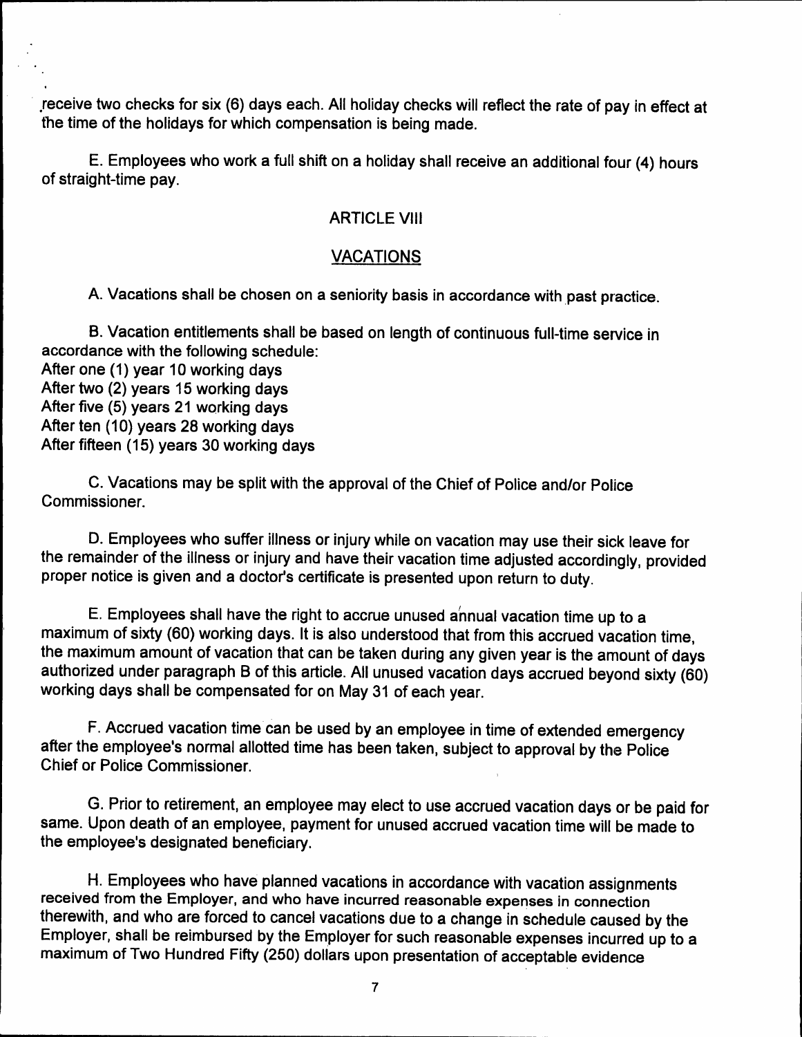receive two checks for six (6) days each. All holiday checks will reflect the rate of pay in effect at the time of the holidays for which compensation is being made.

E. Employees who work a full shift on a holiday shall receive an additional four (4) hours of straight-time pay.

## ARTICLE VIII

## VACATIONS

A. Vacations shall be chosen on a seniority basis in accordance with past practice.

B. Vacation entitlements shall be based on length of continuous full-time service in accordance with the following schedule:
After one (1) year 10 working days
After two (2) years 15 working days
After five (5) years 21 working days
After ten (10) years 28 working days
After fifteen (15) years 30 working days

C. Vacations may be split with the approval of the Chief of Police and/or Police Commissioner.

D. Employees who suffer illness or injury while on vacation may use their sick leave for the remainder of the illness or injury and have their vacation time adjusted accordingly, provided proper notice is given and a doctor's certificate is presented upon return to duty.

E. Employees shall have the right to accrue unused annual vacation time up to a maximum of sixty (60) working days. It is also understood that from this accrued vacation time, the maximum amount of vacation that can be taken during any given year is the amount of days authorized under paragraph B of this article. All unused vacation days accrued beyond sixty (60) working days shall be compensated for on May 31 of each year.

F. Accrued vacation time can be used by an employee in time of extended emergency after the employee's normal allotted time has been taken, subject to approval by the Police Chief or Police Commissioner.

G. Prior to retirement, an employee may elect to use accrued vacation days or be paid for same. Upon death of an employee, payment for unused accrued vacation time will be made to the employee's designated beneficiary.

H. Employees who have planned vacations in accordance with vacation assignments received from the Employer, and who have incurred reasonable expenses in connection therewith, and who are forced to cancel vacations due to a change in schedule caused by the Employer, shall be reimbursed by the Employer for such reasonable expenses incurred up to a maximum of Two Hundred Fifty (250) dollars upon presentation of acceptable evidence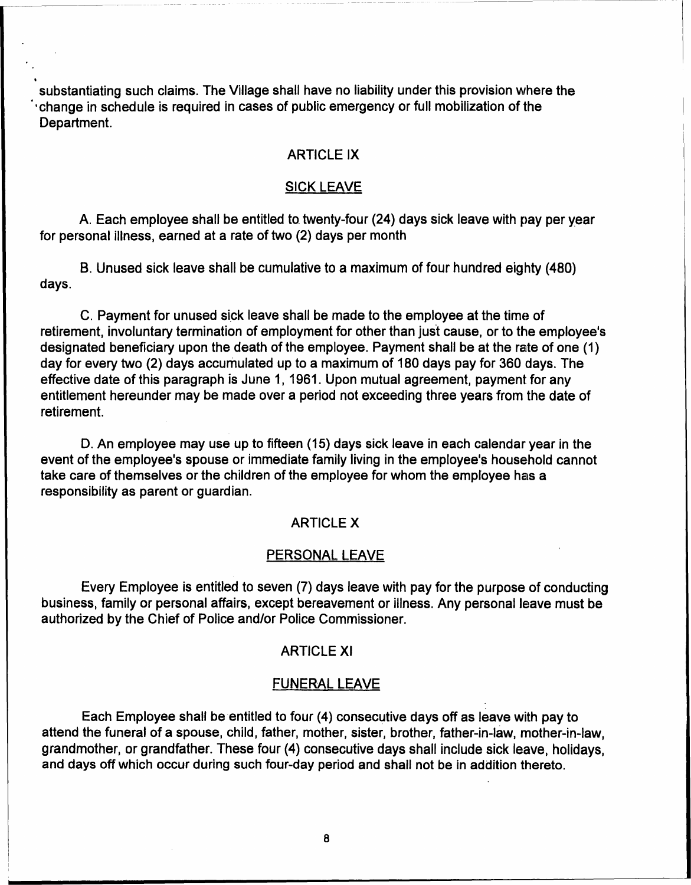substantiating such claims. The Village shall have no liability under this provision where the change in schedule is required in cases of public emergency or full mobilization of the Department.

## ARTICLE IX

## SICK LEAVE

A. Each employee shall be entitled to twenty-four (24) days sick leave with pay per year for personal illness, earned at a rate of two (2) days per month

B. Unused sick leave shall be cumulative to a maximum of four hundred eighty (480) days.

C. Payment for unused sick leave shall be made to the employee at the time of retirement, involuntary termination of employment for other than just cause, or to the employee's designated beneficiary upon the death of the employee. Payment shall be at the rate of one (1) day for every two (2) days accumulated up to a maximum of 180 days pay for 360 days. The effective date of this paragraph is June 1, 1961. Upon mutual agreement, payment for any entitlement hereunder may be made over a period not exceeding three years from the date of retirement.

D. An employee may use up to fifteen (15) days sick leave in each calendar year in the event of the employee's spouse or immediate family living in the employee's household cannot take care of themselves or the children of the employee for whom the employee has a responsibility as parent or guardian.

## ARTICLE X

## PERSONAL LEAVE

Every Employee is entitled to seven (7) days leave with pay for the purpose of conducting business, family or personal affairs, except bereavement or illness. Any personal leave must be authorized by the Chief of Police and/or Police Commissioner.

## ARTICLE XI

## FUNERAL LEAVE

Each Employee shall be entitled to four (4) consecutive days off as leave with pay to attend the funeral of a spouse, child, father, mother, sister, brother, father-in-law, mother-in-law, grandmother, or grandfather. These four (4) consecutive days shall include sick leave, holidays, and days off which occur during such four-day period and shall not be in addition thereto.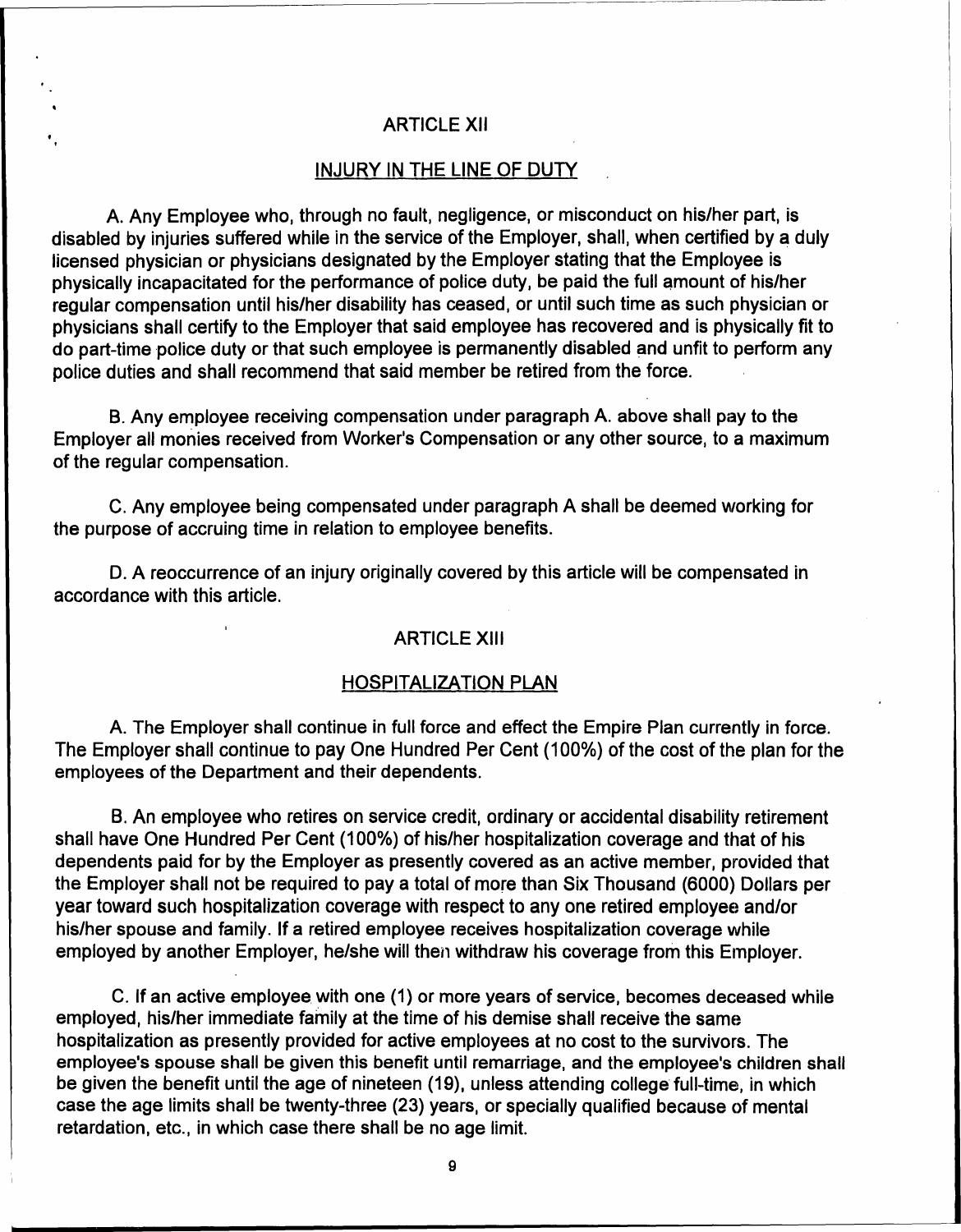## ARTICLE XII

### INJURY IN THE LINE OF DUTY

A. Any Employee who, through no fault, negligence, or misconduct on his/her part, is disabled by injuries suffered while in the service of the Employer, shall, when certified by a duly licensed physician or physicians designated by the Employer stating that the Employee is physically incapacitated for the performance of police duty, be paid the full amount of his/her regular compensation until his/her disability has ceased, or until such time as such physician or physicians shall certify to the Employer that said employee has recovered and is physically fit to do part-time police duty or that such employee is permanently disabled and unfit to perform any police duties and shall recommend that said member be retired from the force.

B. Any employee receiving compensation under paragraph A. above shall pay to the Employer all monies received from Worker's Compensation or any other source, to a maximum of the regular compensation.

C. Any employee being compensated under paragraph A shall be deemed working for the purpose of accruing time in relation to employee benefits.

D. A reoccurrence of an injury originally covered by this article will be compensated in accordance with this article.

## ARTICLE XIII

### HOSPITALIZATION PLAN

A. The Employer shall continue in full force and effect the Empire Plan currently in force. The Employer shall continue to pay One Hundred Per Cent (100%) of the cost of the plan for the employees of the Department and their dependents.

B. An employee who retires on service credit, ordinary or accidental disability retirement shall have One Hundred Per Cent (100%) of his/her hospitalization coverage and that of his dependents paid for by the Employer as presently covered as an active member, provided that the Employer shall not be required to pay a total of more than Six Thousand (6000) Dollars per year toward such hospitalization coverage with respect to any one retired employee and/or his/her spouse and family. If a retired employee receives hospitalization coverage while employed by another Employer, he/she will then withdraw his coverage from this Employer.

C. If an active employee with one (1) or more years of service, becomes deceased while employed, his/her immediate family at the time of his demise shall receive the same hospitalization as presently provided for active employees at no cost to the survivors. The employee's spouse shall be given this benefit until remarriage, and the employee's children shall be given the benefit until the age of nineteen (19), unless attending college full-time, in which case the age limits shall be twenty-three (23) years, or specially qualified because of mental retardation, etc., in which case there shall be no age limit.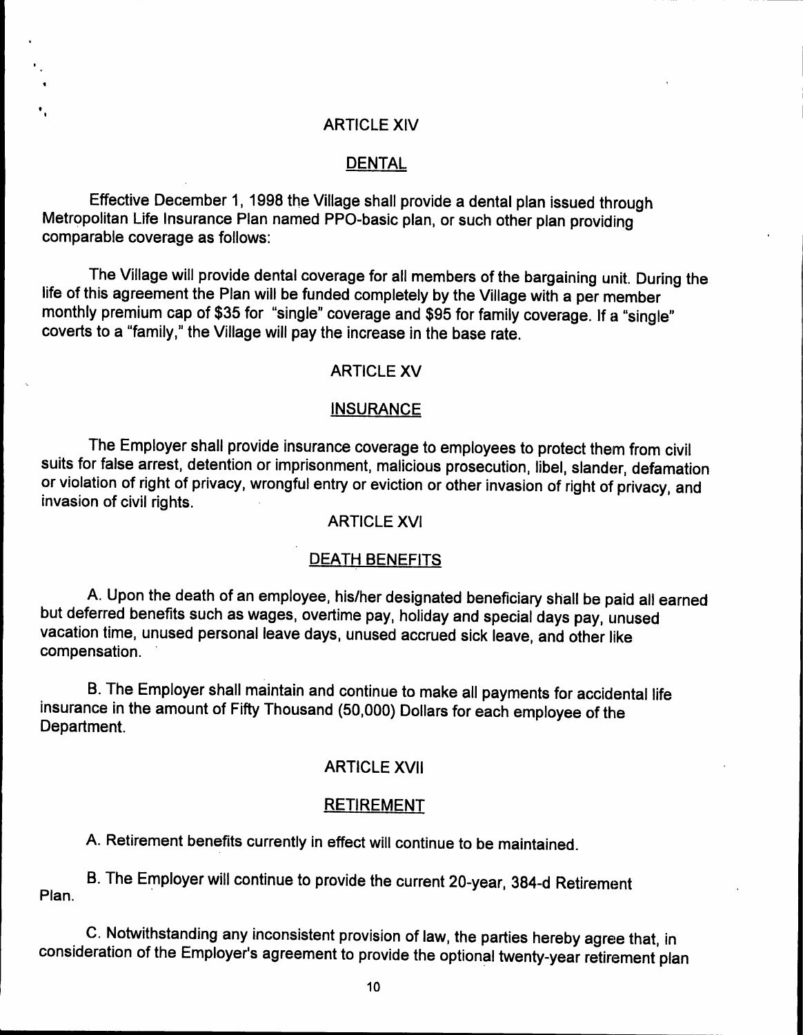## ARTICLE XIV

### DENTAL

Effective December 1, 1998 the Village shall provide a dental plan issued through Metropolitan Life Insurance Plan named PPO-basic plan, or such other plan providing comparable coverage as follows:

The Village will provide dental coverage for all members of the bargaining unit. During the life of this agreement the Plan will be funded completely by the Village with a per member monthly premium cap of $35 for "single" coverage and $95 for family coverage. If a "single" coverts to a "family," the Village will pay the increase in the base rate.

## ARTICLE XV

### INSURANCE

The Employer shall provide insurance coverage to employees to protect them from civil suits for false arrest, detention or imprisonment, malicious prosecution, libel, slander, defamation or violation of right of privacy, wrongful entry or eviction or other invasion of right of privacy, and invasion of civil rights.

## ARTICLE XVI

### DEATH BENEFITS

A. Upon the death of an employee, his/her designated beneficiary shall be paid all earned but deferred benefits such as wages, overtime pay, holiday and special days pay, unused vacation time, unused personal leave days, unused accrued sick leave, and other like compensation.

B. The Employer shall maintain and continue to make all payments for accidental life insurance in the amount of Fifty Thousand (50,000) Dollars for each employee of the Department.

## ARTICLE XVII

### RETIREMENT

A. Retirement benefits currently in effect will continue to be maintained.

B. The Employer will continue to provide the current 20-year, 384-d Retirement Plan.

C. Notwithstanding any inconsistent provision of law, the parties hereby agree that, in consideration of the Employer's agreement to provide the optional twenty-year retirement plan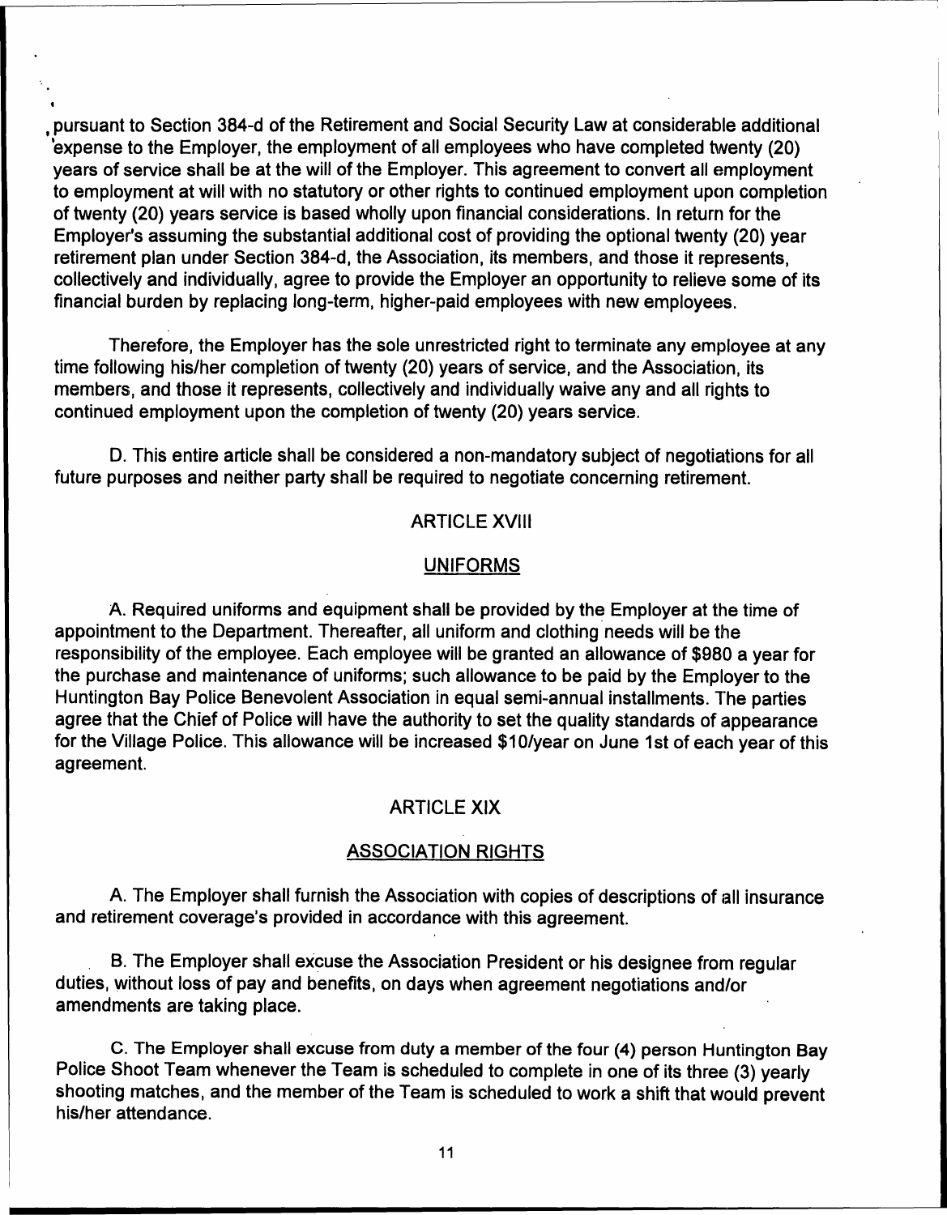pursuant to Section 384-d of the Retirement and Social Security Law at considerable additional expense to the Employer, the employment of all employees who have completed twenty (20) years of service shall be at the will of the Employer. This agreement to convert all employment to employment at will with no statutory or other rights to continued employment upon completion of twenty (20) years service is based wholly upon financial considerations. In return for the Employer's assuming the substantial additional cost of providing the optional twenty (20) year retirement plan under Section 384-d, the Association, its members, and those it represents, collectively and individually, agree to provide the Employer an opportunity to relieve some of its financial burden by replacing long-term, higher-paid employees with new employees.

Therefore, the Employer has the sole unrestricted right to terminate any employee at any time following his/her completion of twenty (20) years of service, and the Association, its members, and those it represents, collectively and individually waive any and all rights to continued employment upon the completion of twenty (20) years service.

D. This entire article shall be considered a non-mandatory subject of negotiations for all future purposes and neither party shall be required to negotiate concerning retirement.

## ARTICLE XVIII

## UNIFORMS

A. Required uniforms and equipment shall be provided by the Employer at the time of appointment to the Department. Thereafter, all uniform and clothing needs will be the responsibility of the employee. Each employee will be granted an allowance of $980 a year for the purchase and maintenance of uniforms; such allowance to be paid by the Employer to the Huntington Bay Police Benevolent Association in equal semi-annual installments. The parties agree that the Chief of Police will have the authority to set the quality standards of appearance for the Village Police. This allowance will be increased $10/year on June 1st of each year of this agreement.

## ARTICLE XIX

## ASSOCIATION RIGHTS

A. The Employer shall furnish the Association with copies of descriptions of all insurance and retirement coverage's provided in accordance with this agreement.

B. The Employer shall excuse the Association President or his designee from regular duties, without loss of pay and benefits, on days when agreement negotiations and/or amendments are taking place.

C. The Employer shall excuse from duty a member of the four (4) person Huntington Bay Police Shoot Team whenever the Team is scheduled to complete in one of its three (3) yearly shooting matches, and the member of the Team is scheduled to work a shift that would prevent his/her attendance.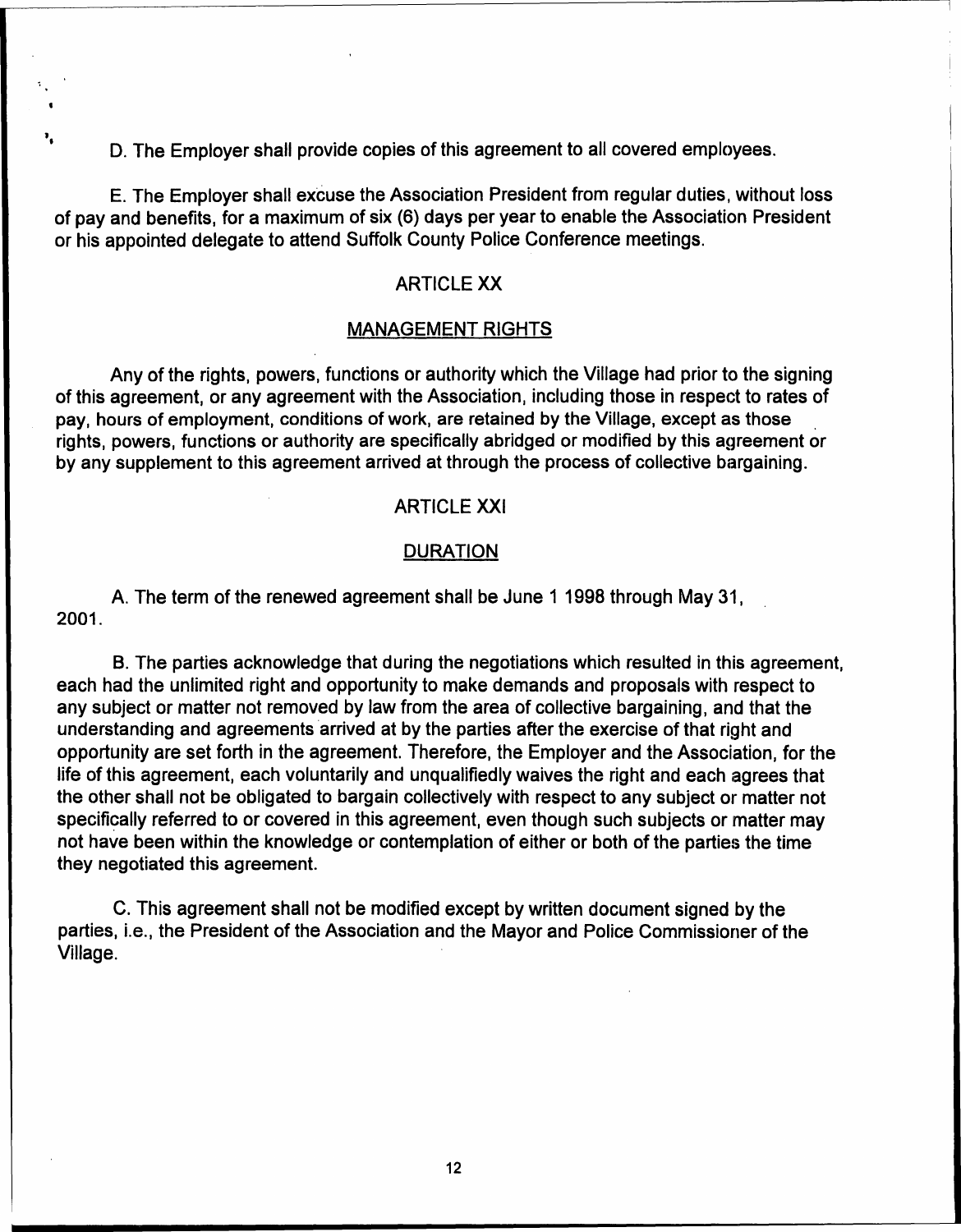D. The Employer shall provide copies of this agreement to all covered employees.

E. The Employer shall excuse the Association President from regular duties, without loss of pay and benefits, for a maximum of six (6) days per year to enable the Association President or his appointed delegate to attend Suffolk County Police Conference meetings.

## ARTICLE XX

## MANAGEMENT RIGHTS

Any of the rights, powers, functions or authority which the Village had prior to the signing of this agreement, or any agreement with the Association, including those in respect to rates of pay, hours of employment, conditions of work, are retained by the Village, except as those rights, powers, functions or authority are specifically abridged or modified by this agreement or by any supplement to this agreement arrived at through the process of collective bargaining.

## ARTICLE XXI

## DURATION

A. The term of the renewed agreement shall be June 1 1998 through May 31, 2001.

B. The parties acknowledge that during the negotiations which resulted in this agreement, each had the unlimited right and opportunity to make demands and proposals with respect to any subject or matter not removed by law from the area of collective bargaining, and that the understanding and agreements arrived at by the parties after the exercise of that right and opportunity are set forth in the agreement. Therefore, the Employer and the Association, for the life of this agreement, each voluntarily and unqualifiedly waives the right and each agrees that the other shall not be obligated to bargain collectively with respect to any subject or matter not specifically referred to or covered in this agreement, even though such subjects or matter may not have been within the knowledge or contemplation of either or both of the parties the time they negotiated this agreement.

C. This agreement shall not be modified except by written document signed by the parties, i.e., the President of the Association and the Mayor and Police Commissioner of the Village.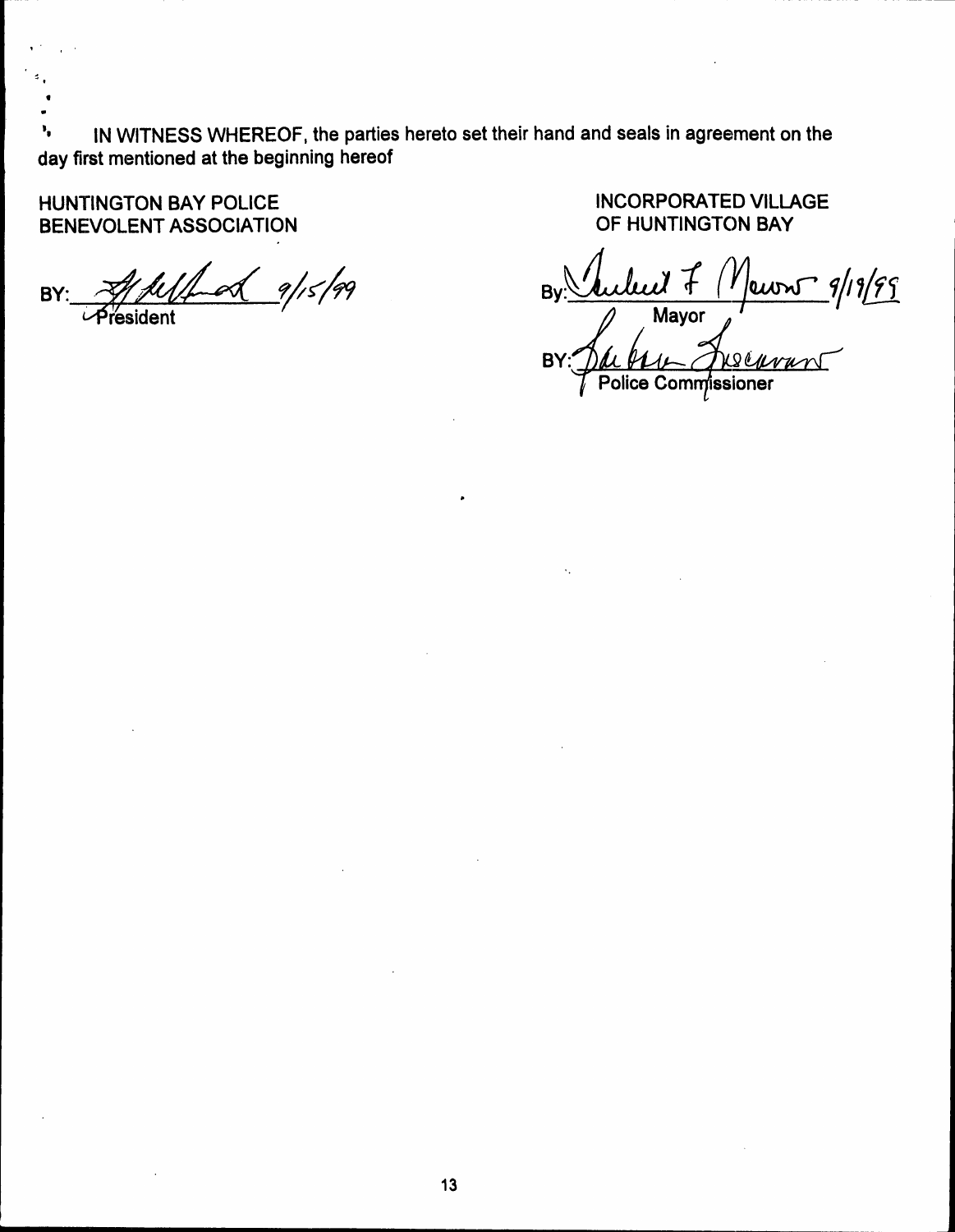IN WITNESS WHEREOF, the parties hereto set their hand and seals in agreement on the day first mentioned at the beginning hereof

HUNTINGTON BAY POLICE BENEVOLENT ASSOCIATION

BY: ______________________ 9/15/99
President

INCORPORATED VILLAGE OF HUNTINGTON BAY

By: ______________________ 9/19/99
Mayor

BY: ______________________
Police Commissioner